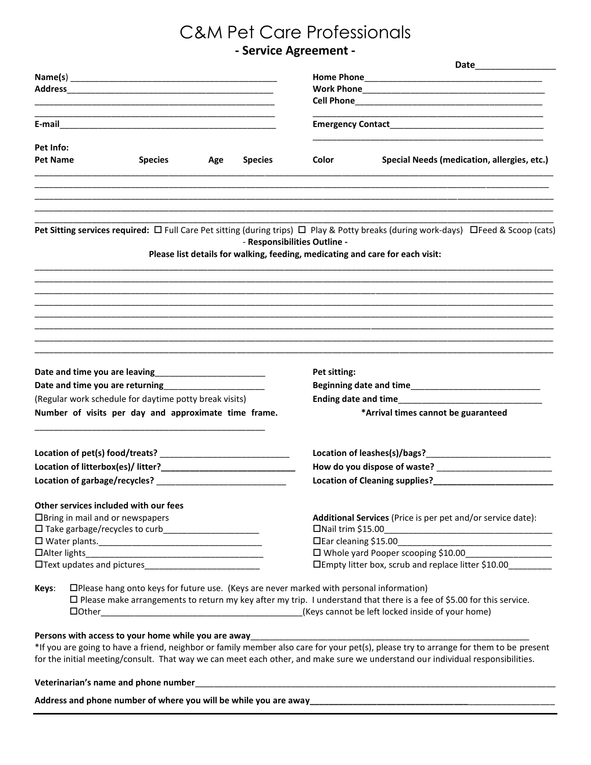# C&M Pet Care Professionals

## - Service Agreement -

**Date**________________

**Name(s)** ___________________________________________

**Address**___________________________________________

___________________________________________________

___________________________________________________

**E-mail**____________________________________________

**Home Phone**_____________________________________

**Work Phone**_____________________________________

**Cell Phone**______________________________________

___________________________________________________

**Emergency Contact**_______________________________

___________________________________________________

**Pet Info:**

| Pet Name | Species | Age | Species | Color | Special Needs (medication, allergies, etc.) |
|---|---|---|---|---|---|
| | | | | | |
| | | | | | |
| | | | | | |
| | | | | | |
| | | | | | |

**Pet Sitting services required:** ☐ Full Care Pet sitting (during trips) ☐ Play & Potty breaks (during work-days) ☐Feed & Scoop (cats)

- **Responsibilities Outline** -

**Please list details for walking, feeding, medicating and care for each visit:**

_____________________________________________________________________________________________

_____________________________________________________________________________________________

_____________________________________________________________________________________________

_____________________________________________________________________________________________

_____________________________________________________________________________________________

_____________________________________________________________________________________________

_____________________________________________________________________________________________

_____________________________________________________________________________________________

**Date and time you are leaving**_______________________

**Date and time you are returning**_____________________

(Regular work schedule for daytime potty break visits)

**Number of visits per day and approximate time frame.**

_______________________________________________

**Pet sitting:**

**Beginning date and time**___________________________

**Ending date and time**_____________________________

**\*Arrival times cannot be guaranteed**

**Location of pet(s) food/treats?** ___________________________

**Location of litterbox(es)/ litter?**___________________________

**Location of garbage/recycles?** ___________________________

**Location of leashes(s)/bags?**_________________________

**How do you dispose of waste?** _______________________

**Location of Cleaning supplies?**________________________

**Other services included with our fees**

☐Bring in mail and or newspapers

☐ Take garbage/recycles to curb____________________

☐ Water plants.___________________________________

☐Alter lights_____________________________________

☐Text updates and pictures________________________

**Additional Services** (Price is per pet and/or service date):

☐Nail trim $15.00_________________________________

☐Ear cleaning $15.00______________________________

☐ Whole yard Pooper scooping $10.00_________________

☐Empty litter box, scrub and replace litter $10.00________

**Keys**: ☐Please hang onto keys for future use. (Keys are never marked with personal information)

☐ Please make arrangements to return my key after my trip. I understand that there is a fee of $5.00 for this service.

☐Other__________________________________________(Keys cannot be left locked inside of your home)

**Persons with access to your home while you are away**_____________________________________________

\*If you are going to have a friend, neighbor or family member also care for your pet(s), please try to arrange for them to be present for the initial meeting/consult. That way we can meet each other, and make sure we understand our individual responsibilities.

**Veterinarian's name and phone number**__________________________________________________________

**Address and phone number of where you will be while you are away**___________________________________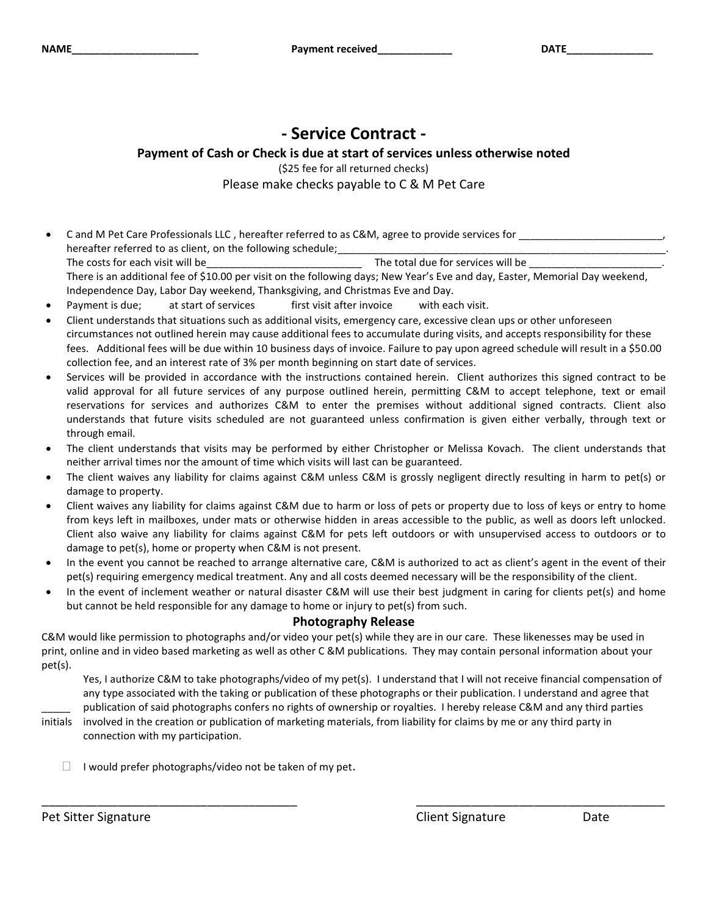NAME______________________ Payment received_____________ DATE_______________

# - Service Contract -

**Payment of Cash or Check is due at start of services unless otherwise noted**

($25 fee for all returned checks)

Please make checks payable to C & M Pet Care

- C and M Pet Care Professionals LLC , hereafter referred to as C&M, agree to provide services for _________________________, hereafter referred to as client, on the following schedule;___________________________________________________________. The costs for each visit will be____________________________ The total due for services will be _______________________. There is an additional fee of $10.00 per visit on the following days; New Year's Eve and day, Easter, Memorial Day weekend, Independence Day, Labor Day weekend, Thanksgiving, and Christmas Eve and Day.
- Payment is due; at start of services first visit after invoice with each visit.
- Client understands that situations such as additional visits, emergency care, excessive clean ups or other unforeseen circumstances not outlined herein may cause additional fees to accumulate during visits, and accepts responsibility for these fees. Additional fees will be due within 10 business days of invoice. Failure to pay upon agreed schedule will result in a $50.00 collection fee, and an interest rate of 3% per month beginning on start date of services.
- Services will be provided in accordance with the instructions contained herein. Client authorizes this signed contract to be valid approval for all future services of any purpose outlined herein, permitting C&M to accept telephone, text or email reservations for services and authorizes C&M to enter the premises without additional signed contracts. Client also understands that future visits scheduled are not guaranteed unless confirmation is given either verbally, through text or through email.
- The client understands that visits may be performed by either Christopher or Melissa Kovach. The client understands that neither arrival times nor the amount of time which visits will last can be guaranteed.
- The client waives any liability for claims against C&M unless C&M is grossly negligent directly resulting in harm to pet(s) or damage to property.
- Client waives any liability for claims against C&M due to harm or loss of pets or property due to loss of keys or entry to home from keys left in mailboxes, under mats or otherwise hidden in areas accessible to the public, as well as doors left unlocked. Client also waive any liability for claims against C&M for pets left outdoors or with unsupervised access to outdoors or to damage to pet(s), home or property when C&M is not present.
- In the event you cannot be reached to arrange alternative care, C&M is authorized to act as client's agent in the event of their pet(s) requiring emergency medical treatment. Any and all costs deemed necessary will be the responsibility of the client.
- In the event of inclement weather or natural disaster C&M will use their best judgment in caring for clients pet(s) and home but cannot be held responsible for any damage to home or injury to pet(s) from such.

## Photography Release

C&M would like permission to photographs and/or video your pet(s) while they are in our care. These likenesses may be used in print, online and in video based marketing as well as other C &M publications. They may contain personal information about your pet(s).

_____ initials Yes, I authorize C&M to take photographs/video of my pet(s). I understand that I will not receive financial compensation of any type associated with the taking or publication of these photographs or their publication. I understand and agree that publication of said photographs confers no rights of ownership or royalties. I hereby release C&M and any third parties involved in the creation or publication of marketing materials, from liability for claims by me or any third party in connection with my participation.

☐ I would prefer photographs/video not be taken of my pet.

_________________________________________ _________________________________________

Pet Sitter Signature Client Signature Date